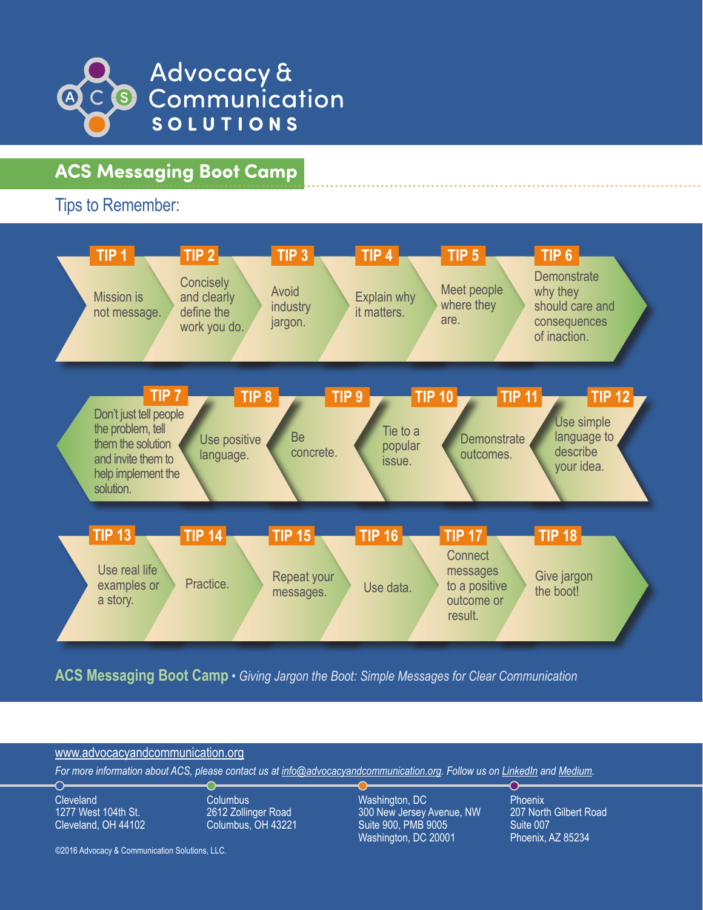# Advocacy & Communication SOLUTIONS

## ACS Messaging Boot Camp

### Tips to Remember:

**TIP 1** Mission is not message.

**TIP 2** Concisely and clearly define the work you do.

**TIP 3** Avoid industry jargon.

**TIP 4** Explain why it matters.

**TIP 5** Meet people where they are.

**TIP 6** Demonstrate why they should care and consequences of inaction.

**TIP 7** Don't just tell people the problem, tell them the solution and invite them to help implement the solution.

**TIP 8** Use positive language.

**TIP 9** Be concrete.

**TIP 10** Tie to a popular issue.

**TIP 11** Demonstrate outcomes.

**TIP 12** Use simple language to describe your idea.

**TIP 13** Use real life examples or a story.

**TIP 14** Practice.

**TIP 15** Repeat your messages.

**TIP 16** Use data.

**TIP 17** Connect messages to a positive outcome or result.

**TIP 18** Give jargon the boot!

**ACS Messaging Boot Camp** • *Giving Jargon the Boot: Simple Messages for Clear Communication*

www.advocacyandcommunication.org

*For more information about ACS, please contact us at info@advocacyandcommunication.org. Follow us on LinkedIn and Medium.*

Cleveland
1277 West 104th St.
Cleveland, OH 44102

Columbus
2612 Zollinger Road
Columbus, OH 43221

Washington, DC
300 New Jersey Avenue, NW
Suite 900, PMB 9005
Washington, DC 20001

Phoenix
207 North Gilbert Road
Suite 007
Phoenix, AZ 85234

©2016 Advocacy & Communication Solutions, LLC.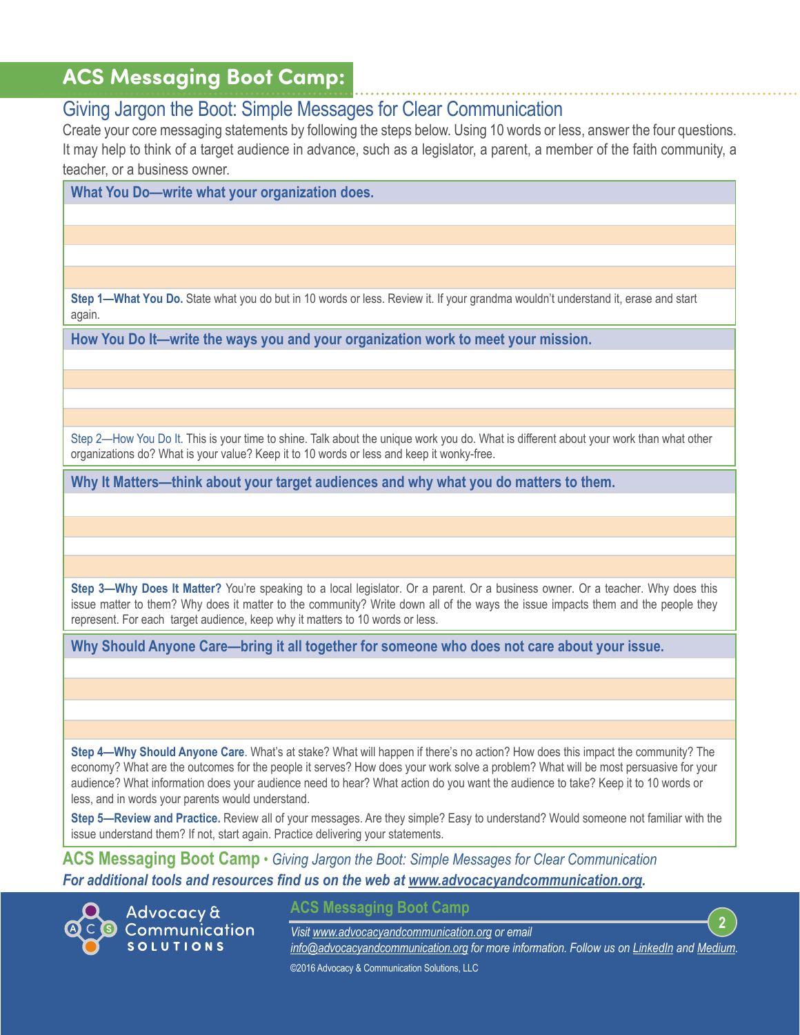# ACS Messaging Boot Camp:

## Giving Jargon the Boot: Simple Messages for Clear Communication

Create your core messaging statements by following the steps below. Using 10 words or less, answer the four questions. It may help to think of a target audience in advance, such as a legislator, a parent, a member of the faith community, a teacher, or a business owner.

### What You Do—write what your organization does.

&nbsp;

&nbsp;

**Step 1—What You Do.** State what you do but in 10 words or less. Review it. If your grandma wouldn't understand it, erase and start again.

### How You Do It—write the ways you and your organization work to meet your mission.

&nbsp;

&nbsp;

Step 2—How You Do It. This is your time to shine. Talk about the unique work you do. What is different about your work than what other organizations do? What is your value? Keep it to 10 words or less and keep it wonky-free.

### Why It Matters—think about your target audiences and why what you do matters to them.

&nbsp;

&nbsp;

**Step 3—Why Does It Matter?** You're speaking to a local legislator. Or a parent. Or a business owner. Or a teacher. Why does this issue matter to them? Why does it matter to the community? Write down all of the ways the issue impacts them and the people they represent. For each target audience, keep why it matters to 10 words or less.

### Why Should Anyone Care—bring it all together for someone who does not care about your issue.

&nbsp;

&nbsp;

**Step 4—Why Should Anyone Care**. What's at stake? What will happen if there's no action? How does this impact the community? The economy? What are the outcomes for the people it serves? How does your work solve a problem? What will be most persuasive for your audience? What information does your audience need to hear? What action do you want the audience to take? Keep it to 10 words or less, and in words your parents would understand.

**Step 5—Review and Practice.** Review all of your messages. Are they simple? Easy to understand? Would someone not familiar with the issue understand them? If not, start again. Practice delivering your statements.

**ACS Messaging Boot Camp** • *Giving Jargon the Boot: Simple Messages for Clear Communication*

***For additional tools and resources find us on the web at www.advocacyandcommunication.org.***

Advocacy & Communication SOLUTIONS

**ACS Messaging Boot Camp**

*Visit www.advocacyandcommunication.org or email info@advocacyandcommunication.org for more information. Follow us on LinkedIn and Medium.*

©2016 Advocacy & Communication Solutions, LLC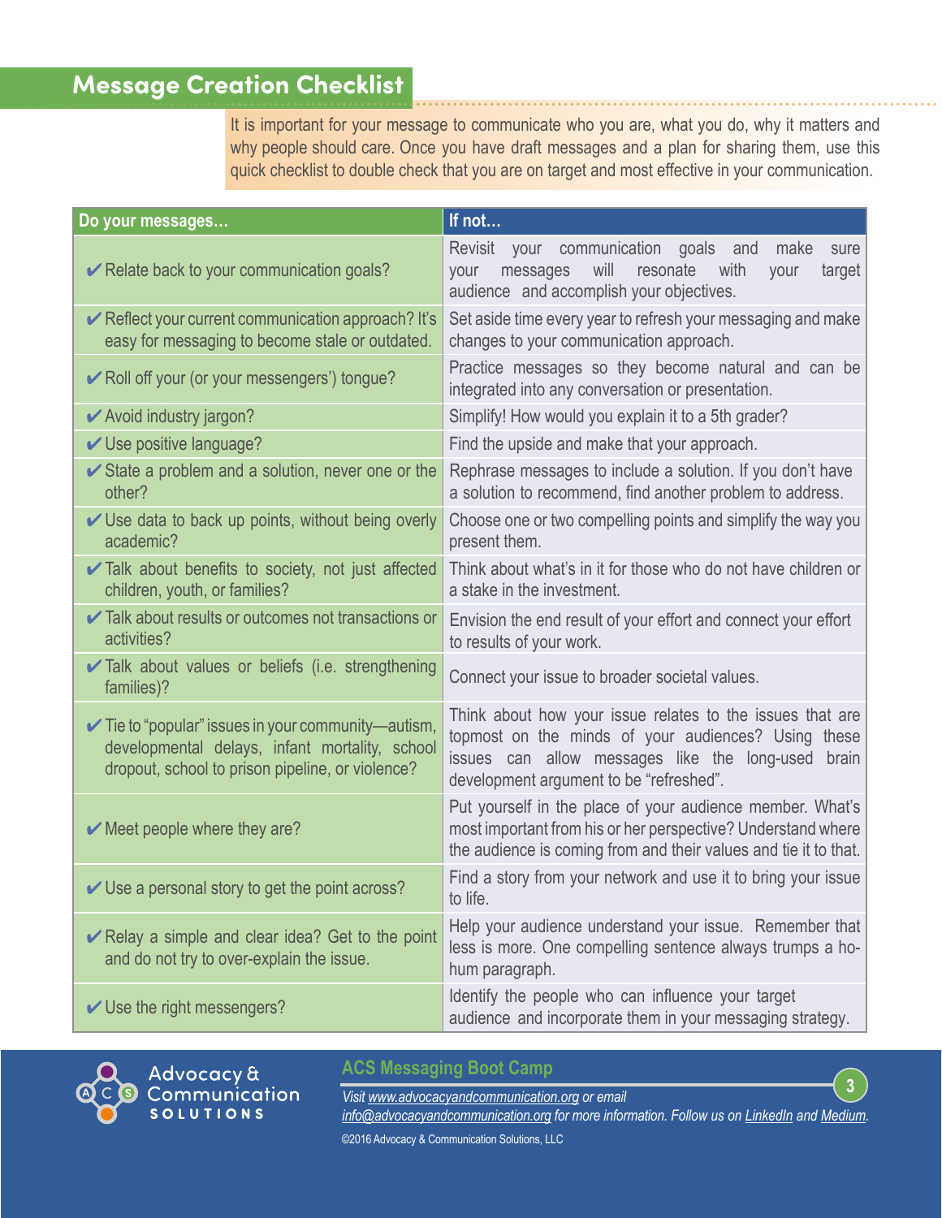## Message Creation Checklist

It is important for your message to communicate who you are, what you do, why it matters and why people should care. Once you have draft messages and a plan for sharing them, use this quick checklist to double check that you are on target and most effective in your communication.

| Do your messages… | If not… |
|---|---|
| ✔ Relate back to your communication goals? | Revisit your communication goals and make sure your messages will resonate with your target audience and accomplish your objectives. |
| ✔ Reflect your current communication approach? It's easy for messaging to become stale or outdated. | Set aside time every year to refresh your messaging and make changes to your communication approach. |
| ✔ Roll off your (or your messengers') tongue? | Practice messages so they become natural and can be integrated into any conversation or presentation. |
| ✔ Avoid industry jargon? | Simplify! How would you explain it to a 5th grader? |
| ✔ Use positive language? | Find the upside and make that your approach. |
| ✔ State a problem and a solution, never one or the other? | Rephrase messages to include a solution. If you don't have a solution to recommend, find another problem to address. |
| ✔ Use data to back up points, without being overly academic? | Choose one or two compelling points and simplify the way you present them. |
| ✔ Talk about benefits to society, not just affected children, youth, or families? | Think about what's in it for those who do not have children or a stake in the investment. |
| ✔ Talk about results or outcomes not transactions or activities? | Envision the end result of your effort and connect your effort to results of your work. |
| ✔ Talk about values or beliefs (i.e. strengthening families)? | Connect your issue to broader societal values. |
| ✔ Tie to "popular" issues in your community—autism, developmental delays, infant mortality, school dropout, school to prison pipeline, or violence? | Think about how your issue relates to the issues that are topmost on the minds of your audiences? Using these issues can allow messages like the long-used brain development argument to be "refreshed". |
| ✔ Meet people where they are? | Put yourself in the place of your audience member. What's most important from his or her perspective? Understand where the audience is coming from and their values and tie it to that. |
| ✔ Use a personal story to get the point across? | Find a story from your network and use it to bring your issue to life. |
| ✔ Relay a simple and clear idea? Get to the point and do not try to over-explain the issue. | Help your audience understand your issue. Remember that less is more. One compelling sentence always trumps a ho-hum paragraph. |
| ✔ Use the right messengers? | Identify the people who can influence your target audience and incorporate them in your messaging strategy. |

Advocacy & Communication Solutions

**ACS Messaging Boot Camp**

*Visit www.advocacyandcommunication.org or email info@advocacyandcommunication.org for more information. Follow us on LinkedIn and Medium.*

©2016 Advocacy & Communication Solutions, LLC